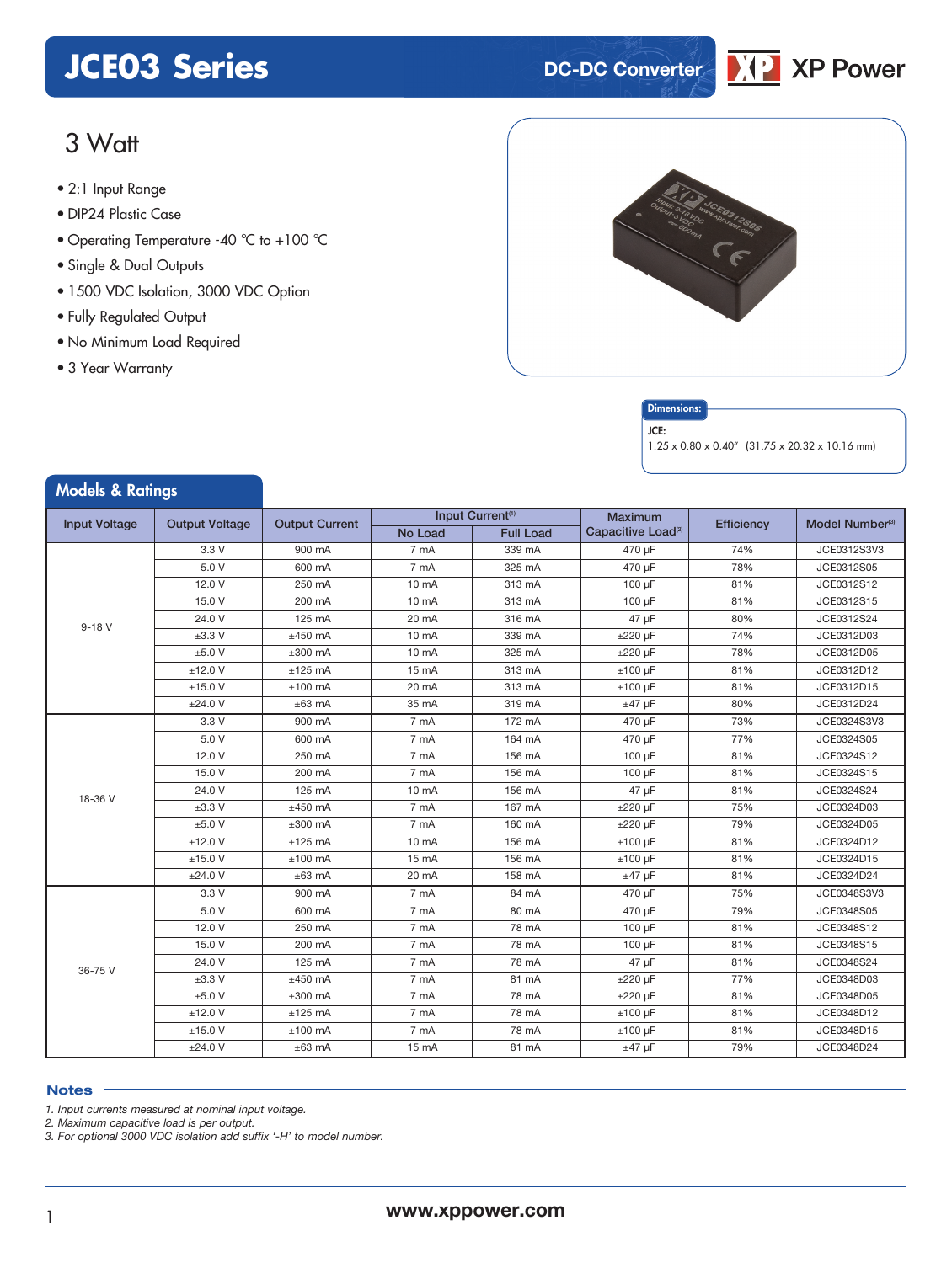# JCE03 Series

DC-DC Converter

XP Power

## 3 Watt

- 2:1 Input Range
- DIP24 Plastic Case
- Operating Temperature -40 °C to +100 °C
- Single & Dual Outputs
- 1500 VDC Isolation, 3000 VDC Option
- Fully Regulated Output
- No Minimum Load Required
- 3 Year Warranty

**Dimensions:**

**JCE:**
1.25 x 0.80 x 0.40" (31.75 x 20.32 x 10.16 mm)

## Models & Ratings

| Input Voltage | Output Voltage | Output Current | Input Current[1] | | Maximum Capacitive Load[2] | Efficiency | Model Number[3] |
|---|---|---|---|---|---|---|---|
| | | | No Load | Full Load | | | |
| 9-18 V | 3.3 V | 900 mA | 7 mA | 339 mA | 470 µF | 74% | JCE0312S3V3 |
| | 5.0 V | 600 mA | 7 mA | 325 mA | 470 µF | 78% | JCE0312S05 |
| | 12.0 V | 250 mA | 10 mA | 313 mA | 100 µF | 81% | JCE0312S12 |
| | 15.0 V | 200 mA | 10 mA | 313 mA | 100 µF | 81% | JCE0312S15 |
| | 24.0 V | 125 mA | 20 mA | 316 mA | 47 µF | 80% | JCE0312S24 |
| | ±3.3 V | ±450 mA | 10 mA | 339 mA | ±220 µF | 74% | JCE0312D03 |
| | ±5.0 V | ±300 mA | 10 mA | 325 mA | ±220 µF | 78% | JCE0312D05 |
| | ±12.0 V | ±125 mA | 15 mA | 313 mA | ±100 µF | 81% | JCE0312D12 |
| | ±15.0 V | ±100 mA | 20 mA | 313 mA | ±100 µF | 81% | JCE0312D15 |
| | ±24.0 V | ±63 mA | 35 mA | 319 mA | ±47 µF | 80% | JCE0312D24 |
| 18-36 V | 3.3 V | 900 mA | 7 mA | 172 mA | 470 µF | 73% | JCE0324S3V3 |
| | 5.0 V | 600 mA | 7 mA | 164 mA | 470 µF | 77% | JCE0324S05 |
| | 12.0 V | 250 mA | 7 mA | 156 mA | 100 µF | 81% | JCE0324S12 |
| | 15.0 V | 200 mA | 7 mA | 156 mA | 100 µF | 81% | JCE0324S15 |
| | 24.0 V | 125 mA | 10 mA | 156 mA | 47 µF | 81% | JCE0324S24 |
| | ±3.3 V | ±450 mA | 7 mA | 167 mA | ±220 µF | 75% | JCE0324D03 |
| | ±5.0 V | ±300 mA | 7 mA | 160 mA | ±220 µF | 79% | JCE0324D05 |
| | ±12.0 V | ±125 mA | 10 mA | 156 mA | ±100 µF | 81% | JCE0324D12 |
| | ±15.0 V | ±100 mA | 15 mA | 156 mA | ±100 µF | 81% | JCE0324D15 |
| | ±24.0 V | ±63 mA | 20 mA | 158 mA | ±47 µF | 81% | JCE0324D24 |
| 36-75 V | 3.3 V | 900 mA | 7 mA | 84 mA | 470 µF | 75% | JCE0348S3V3 |
| | 5.0 V | 600 mA | 7 mA | 80 mA | 470 µF | 79% | JCE0348S05 |
| | 12.0 V | 250 mA | 7 mA | 78 mA | 100 µF | 81% | JCE0348S12 |
| | 15.0 V | 200 mA | 7 mA | 78 mA | 100 µF | 81% | JCE0348S15 |
| | 24.0 V | 125 mA | 7 mA | 78 mA | 47 µF | 81% | JCE0348S24 |
| | ±3.3 V | ±450 mA | 7 mA | 81 mA | ±220 µF | 77% | JCE0348D03 |
| | ±5.0 V | ±300 mA | 7 mA | 78 mA | ±220 µF | 81% | JCE0348D05 |
| | ±12.0 V | ±125 mA | 7 mA | 78 mA | ±100 µF | 81% | JCE0348D12 |
| | ±15.0 V | ±100 mA | 7 mA | 78 mA | ±100 µF | 81% | JCE0348D15 |
| | ±24.0 V | ±63 mA | 15 mA | 81 mA | ±47 µF | 79% | JCE0348D24 |

### Notes

*1. Input currents measured at nominal input voltage.*
*2. Maximum capacitive load is per output.*
*3. For optional 3000 VDC isolation add suffix '-H' to model number.*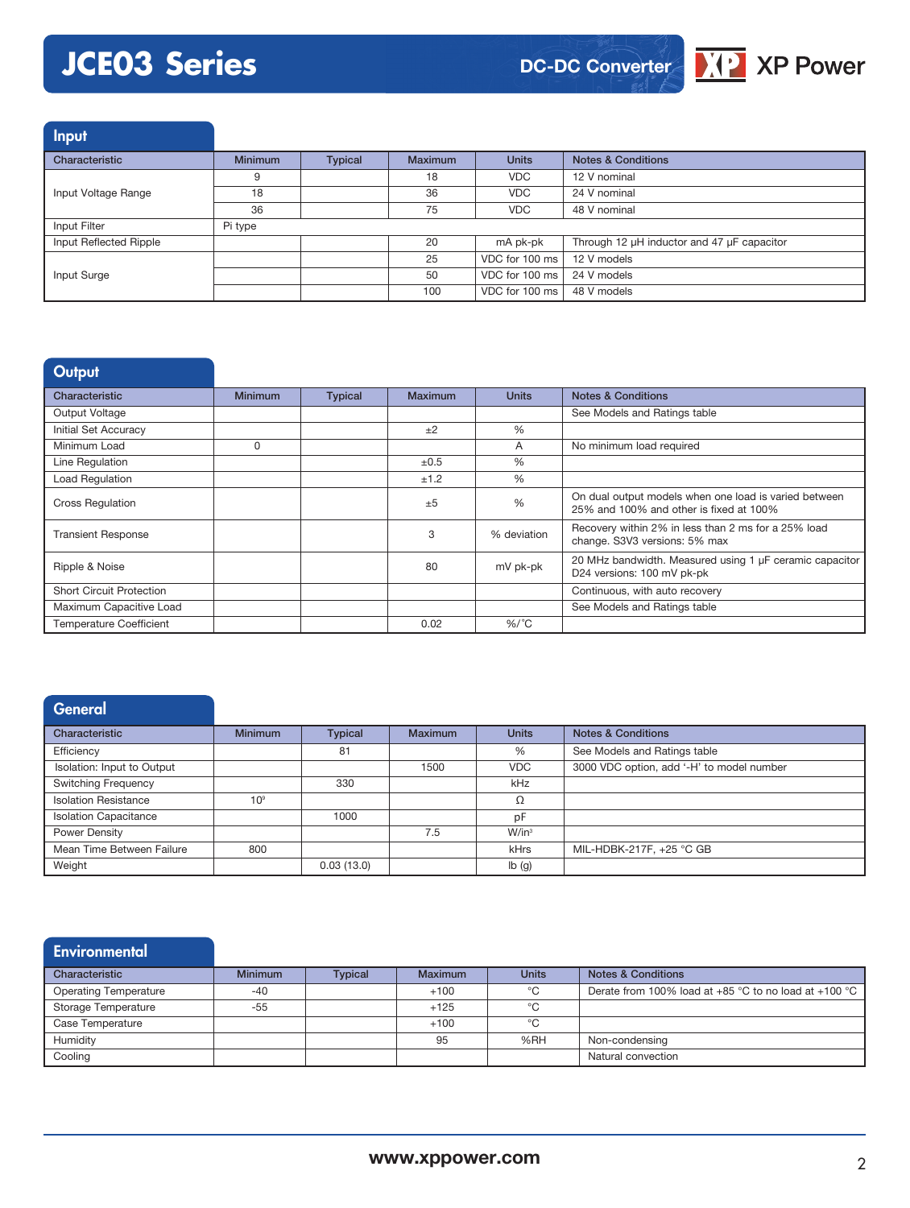## Input

| Characteristic | Minimum | Typical | Maximum | Units | Notes & Conditions |
|---|---|---|---|---|---|
| Input Voltage Range | 9 | | 18 | VDC | 12 V nominal |
| | 18 | | 36 | VDC | 24 V nominal |
| | 36 | | 75 | VDC | 48 V nominal |
| Input Filter | Pi type | | | | |
| Input Reflected Ripple | | | 20 | mA pk-pk | Through 12 µH inductor and 47 µF capacitor |
| Input Surge | | | 25 | VDC for 100 ms | 12 V models |
| | | | 50 | VDC for 100 ms | 24 V models |
| | | | 100 | VDC for 100 ms | 48 V models |

## Output

| Characteristic | Minimum | Typical | Maximum | Units | Notes & Conditions |
|---|---|---|---|---|---|
| Output Voltage | | | | | See Models and Ratings table |
| Initial Set Accuracy | | | ±2 | % | |
| Minimum Load | 0 | | | A | No minimum load required |
| Line Regulation | | | ±0.5 | % | |
| Load Regulation | | | ±1.2 | % | |
| Cross Regulation | | | ±5 | % | On dual output models when one load is varied between 25% and 100% and other is fixed at 100% |
| Transient Response | | | 3 | % deviation | Recovery within 2% in less than 2 ms for a 25% load change. S3V3 versions: 5% max |
| Ripple & Noise | | | 80 | mV pk-pk | 20 MHz bandwidth. Measured using 1 µF ceramic capacitor D24 versions: 100 mV pk-pk |
| Short Circuit Protection | | | | | Continuous, with auto recovery |
| Maximum Capacitive Load | | | | | See Models and Ratings table |
| Temperature Coefficient | | | 0.02 | %/°C | |

## General

| Characteristic | Minimum | Typical | Maximum | Units | Notes & Conditions |
|---|---|---|---|---|---|
| Efficiency | | 81 | | % | See Models and Ratings table |
| Isolation: Input to Output | | | 1500 | VDC | 3000 VDC option, add '-H' to model number |
| Switching Frequency | | 330 | | kHz | |
| Isolation Resistance | $10^9$ | | | Ω | |
| Isolation Capacitance | | 1000 | | pF | |
| Power Density | | | 7.5 | W/in³ | |
| Mean Time Between Failure | 800 | | | kHrs | MIL-HDBK-217F, +25 °C GB |
| Weight | | 0.03 (13.0) | | lb (g) | |

## Environmental

| Characteristic | Minimum | Typical | Maximum | Units | Notes & Conditions |
|---|---|---|---|---|---|
| Operating Temperature | -40 | | +100 | °C | Derate from 100% load at +85 °C to no load at +100 °C |
| Storage Temperature | -55 | | +125 | °C | |
| Case Temperature | | | +100 | °C | |
| Humidity | | | 95 | %RH | Non-condensing |
| Cooling | | | | | Natural convection |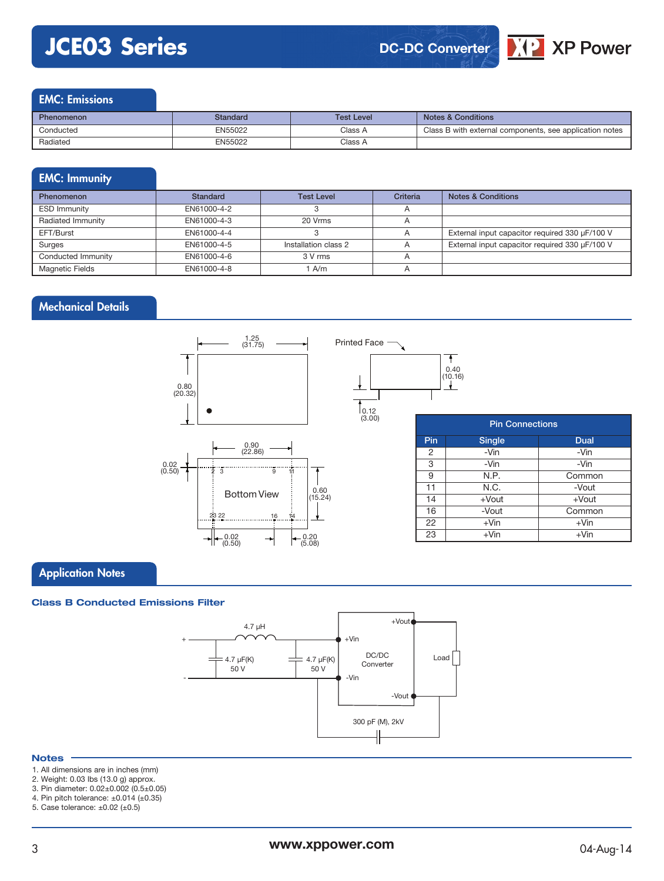## EMC: Emissions

| Phenomenon | Standard | Test Level | Notes & Conditions |
|---|---|---|---|
| Conducted | EN55022 | Class A | Class B with external components, see application notes |
| Radiated | EN55022 | Class A | |

## EMC: Immunity

| Phenomenon | Standard | Test Level | Criteria | Notes & Conditions |
|---|---|---|---|---|
| ESD Immunity | EN61000-4-2 | 3 | A | |
| Radiated Immunity | EN61000-4-3 | 20 Vrms | A | |
| EFT/Burst | EN61000-4-4 | 3 | A | External input capacitor required 330 µF/100 V |
| Surges | EN61000-4-5 | Installation class 2 | A | External input capacitor required 330 µF/100 V |
| Conducted Immunity | EN61000-4-6 | 3 V rms | A | |
| Magnetic Fields | EN61000-4-8 | 1 A/m | A | |

## Mechanical Details

1.25 (31.75)
0.80 (20.32)
Printed Face
0.40 (10.16)
0.12 (3.00)
0.90 (22.86)
0.02 (0.50)
Bottom View
0.60 (15.24)
0.02 (0.50)
0.20 (5.08)

**Pin Connections**

| Pin | Single | Dual |
|---|---|---|
| 2 | -Vin | -Vin |
| 3 | -Vin | -Vin |
| 9 | N.P. | Common |
| 11 | N.C. | -Vout |
| 14 | +Vout | +Vout |
| 16 | -Vout | Common |
| 22 | +Vin | +Vin |
| 23 | +Vin | +Vin |

## Application Notes

### Class B Conducted Emissions Filter

4.7 µH
4.7 µF(K) 50 V
4.7 µF(K) 50 V
+Vin
-Vin
DC/DC Converter
+Vout
-Vout
Load
300 pF (M), 2kV

### Notes

1. All dimensions are in inches (mm)
2. Weight: 0.03 lbs (13.0 g) approx.
3. Pin diameter: 0.02±0.002 (0.5±0.05)
4. Pin pitch tolerance: ±0.014 (±0.35)
5. Case tolerance: ±0.02 (±0.5)